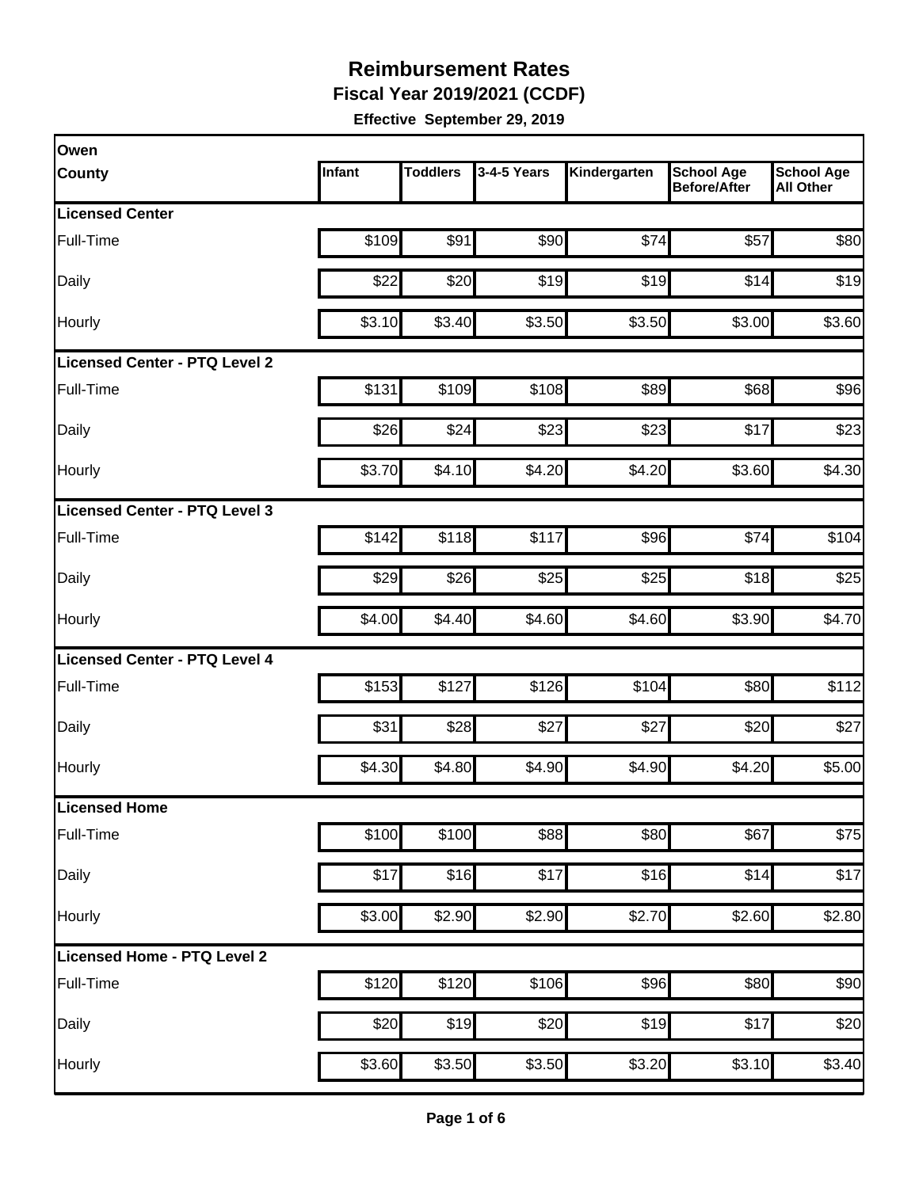# Reimbursement Rates

## Fiscal Year 2019/2021 (CCDF)

**Effective September 29, 2019**

| Owen County | Infant | Toddlers | 3-4-5 Years | Kindergarten | School Age Before/After | School Age All Other |
|---|---|---|---|---|---|---|
| **Licensed Center** | | | | | | |
| Full-Time | $109 | $91 | $90 | $74 | $57 | $80 |
| Daily | $22 | $20 | $19 | $19 | $14 | $19 |
| Hourly | $3.10 | $3.40 | $3.50 | $3.50 | $3.00 | $3.60 |
| **Licensed Center - PTQ Level 2** | | | | | | |
| Full-Time | $131 | $109 | $108 | $89 | $68 | $96 |
| Daily | $26 | $24 | $23 | $23 | $17 | $23 |
| Hourly | $3.70 | $4.10 | $4.20 | $4.20 | $3.60 | $4.30 |
| **Licensed Center - PTQ Level 3** | | | | | | |
| Full-Time | $142 | $118 | $117 | $96 | $74 | $104 |
| Daily | $29 | $26 | $25 | $25 | $18 | $25 |
| Hourly | $4.00 | $4.40 | $4.60 | $4.60 | $3.90 | $4.70 |
| **Licensed Center - PTQ Level 4** | | | | | | |
| Full-Time | $153 | $127 | $126 | $104 | $80 | $112 |
| Daily | $31 | $28 | $27 | $27 | $20 | $27 |
| Hourly | $4.30 | $4.80 | $4.90 | $4.90 | $4.20 | $5.00 |
| **Licensed Home** | | | | | | |
| Full-Time | $100 | $100 | $88 | $80 | $67 | $75 |
| Daily | $17 | $16 | $17 | $16 | $14 | $17 |
| Hourly | $3.00 | $2.90 | $2.90 | $2.70 | $2.60 | $2.80 |
| **Licensed Home - PTQ Level 2** | | | | | | |
| Full-Time | $120 | $120 | $106 | $96 | $80 | $90 |
| Daily | $20 | $19 | $20 | $19 | $17 | $20 |
| Hourly | $3.60 | $3.50 | $3.50 | $3.20 | $3.10 | $3.40 |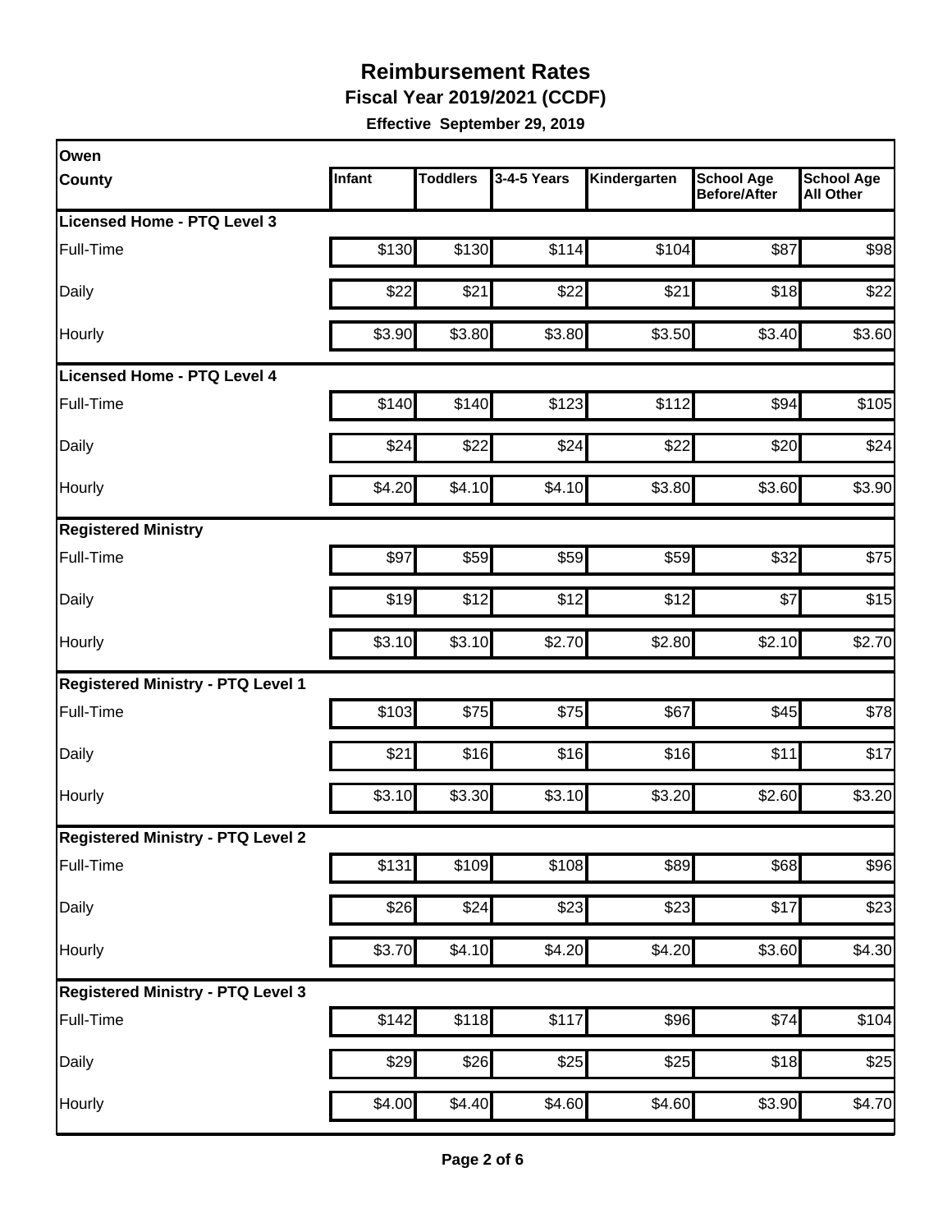# Reimbursement Rates

**Fiscal Year 2019/2021 (CCDF)**

**Effective September 29, 2019**

| Owen County | Infant | Toddlers | 3-4-5 Years | Kindergarten | School Age Before/After | School Age All Other |
|---|---|---|---|---|---|---|
| **Licensed Home - PTQ Level 3** | | | | | | |
| Full-Time | $130 | $130 | $114 | $104 | $87 | $98 |
| Daily | $22 | $21 | $22 | $21 | $18 | $22 |
| Hourly | $3.90 | $3.80 | $3.80 | $3.50 | $3.40 | $3.60 |
| **Licensed Home - PTQ Level 4** | | | | | | |
| Full-Time | $140 | $140 | $123 | $112 | $94 | $105 |
| Daily | $24 | $22 | $24 | $22 | $20 | $24 |
| Hourly | $4.20 | $4.10 | $4.10 | $3.80 | $3.60 | $3.90 |
| **Registered Ministry** | | | | | | |
| Full-Time | $97 | $59 | $59 | $59 | $32 | $75 |
| Daily | $19 | $12 | $12 | $12 | $7 | $15 |
| Hourly | $3.10 | $3.10 | $2.70 | $2.80 | $2.10 | $2.70 |
| **Registered Ministry - PTQ Level 1** | | | | | | |
| Full-Time | $103 | $75 | $75 | $67 | $45 | $78 |
| Daily | $21 | $16 | $16 | $16 | $11 | $17 |
| Hourly | $3.10 | $3.30 | $3.10 | $3.20 | $2.60 | $3.20 |
| **Registered Ministry - PTQ Level 2** | | | | | | |
| Full-Time | $131 | $109 | $108 | $89 | $68 | $96 |
| Daily | $26 | $24 | $23 | $23 | $17 | $23 |
| Hourly | $3.70 | $4.10 | $4.20 | $4.20 | $3.60 | $4.30 |
| **Registered Ministry - PTQ Level 3** | | | | | | |
| Full-Time | $142 | $118 | $117 | $96 | $74 | $104 |
| Daily | $29 | $26 | $25 | $25 | $18 | $25 |
| Hourly | $4.00 | $4.40 | $4.60 | $4.60 | $3.90 | $4.70 |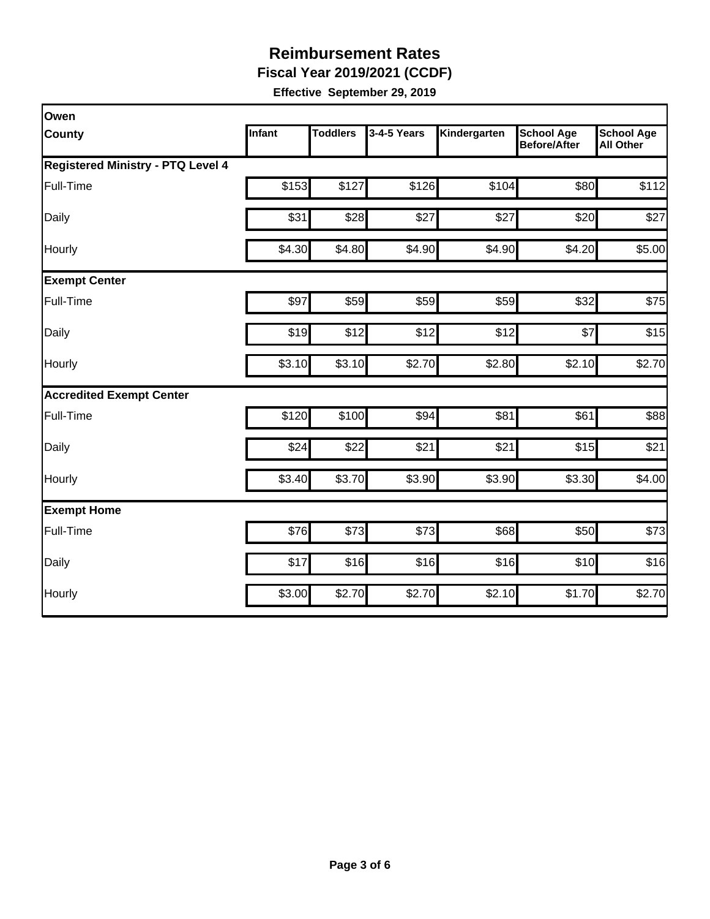# Reimbursement Rates

**Fiscal Year 2019/2021 (CCDF)**

**Effective September 29, 2019**

| Owen County | Infant | Toddlers | 3-4-5 Years | Kindergarten | School Age Before/After | School Age All Other |
|---|---|---|---|---|---|---|
| **Registered Ministry - PTQ Level 4** | | | | | | |
| Full-Time | $153 | $127 | $126 | $104 | $80 | $112 |
| Daily | $31 | $28 | $27 | $27 | $20 | $27 |
| Hourly | $4.30 | $4.80 | $4.90 | $4.90 | $4.20 | $5.00 |
| **Exempt Center** | | | | | | |
| Full-Time | $97 | $59 | $59 | $59 | $32 | $75 |
| Daily | $19 | $12 | $12 | $12 | $7 | $15 |
| Hourly | $3.10 | $3.10 | $2.70 | $2.80 | $2.10 | $2.70 |
| **Accredited Exempt Center** | | | | | | |
| Full-Time | $120 | $100 | $94 | $81 | $61 | $88 |
| Daily | $24 | $22 | $21 | $21 | $15 | $21 |
| Hourly | $3.40 | $3.70 | $3.90 | $3.90 | $3.30 | $4.00 |
| **Exempt Home** | | | | | | |
| Full-Time | $76 | $73 | $73 | $68 | $50 | $73 |
| Daily | $17 | $16 | $16 | $16 | $10 | $16 |
| Hourly | $3.00 | $2.70 | $2.70 | $2.10 | $1.70 | $2.70 |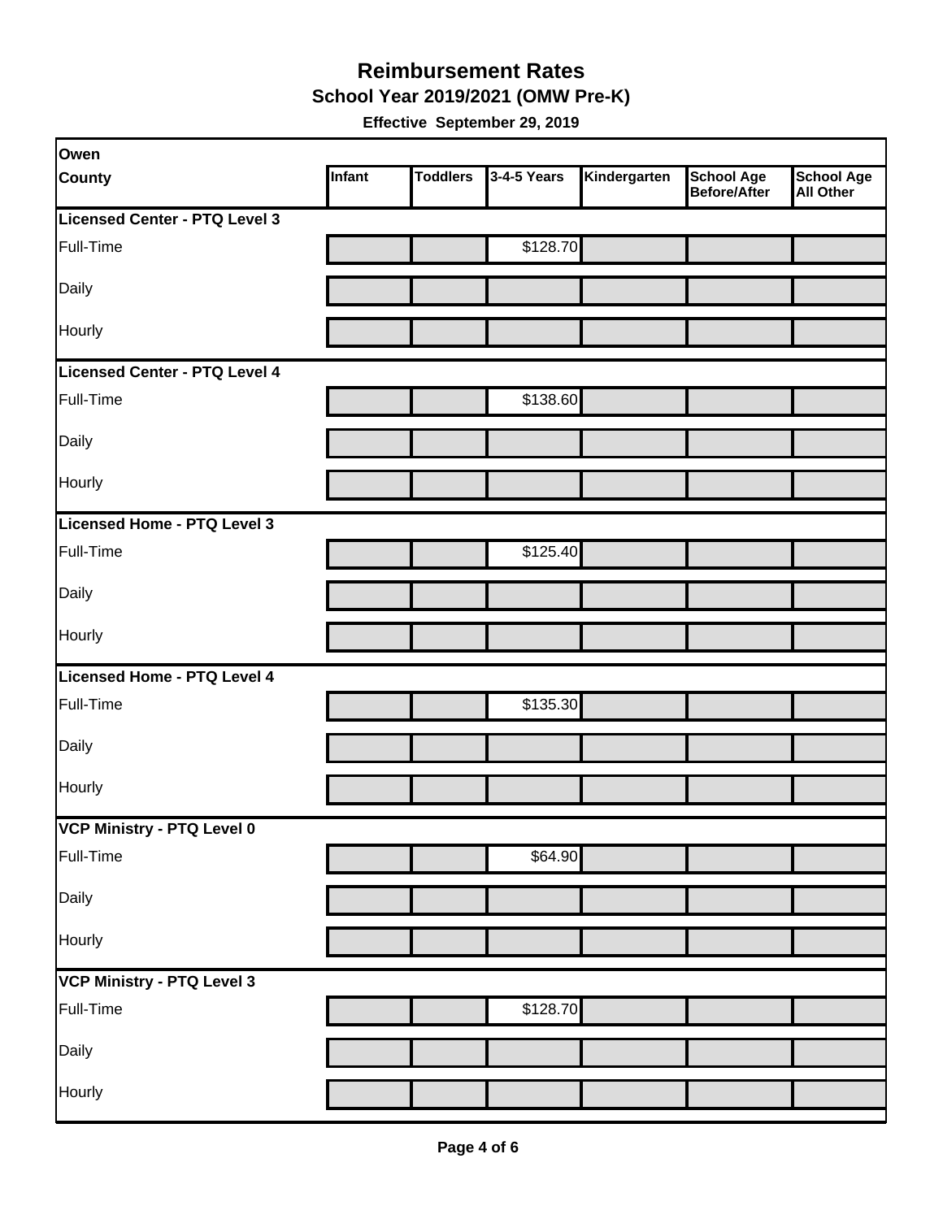# Reimbursement Rates

## School Year 2019/2021 (OMW Pre-K)

**Effective September 29, 2019**

| Owen County | Infant | Toddlers | 3-4-5 Years | Kindergarten | School Age Before/After | School Age All Other |
|---|---|---|---|---|---|---|
| **Licensed Center - PTQ Level 3** | | | | | | |
| Full-Time | | | $128.70 | | | |
| Daily | | | | | | |
| Hourly | | | | | | |
| **Licensed Center - PTQ Level 4** | | | | | | |
| Full-Time | | | $138.60 | | | |
| Daily | | | | | | |
| Hourly | | | | | | |
| **Licensed Home - PTQ Level 3** | | | | | | |
| Full-Time | | | $125.40 | | | |
| Daily | | | | | | |
| Hourly | | | | | | |
| **Licensed Home - PTQ Level 4** | | | | | | |
| Full-Time | | | $135.30 | | | |
| Daily | | | | | | |
| Hourly | | | | | | |
| **VCP Ministry - PTQ Level 0** | | | | | | |
| Full-Time | | | $64.90 | | | |
| Daily | | | | | | |
| Hourly | | | | | | |
| **VCP Ministry - PTQ Level 3** | | | | | | |
| Full-Time | | | $128.70 | | | |
| Daily | | | | | | |
| Hourly | | | | | | |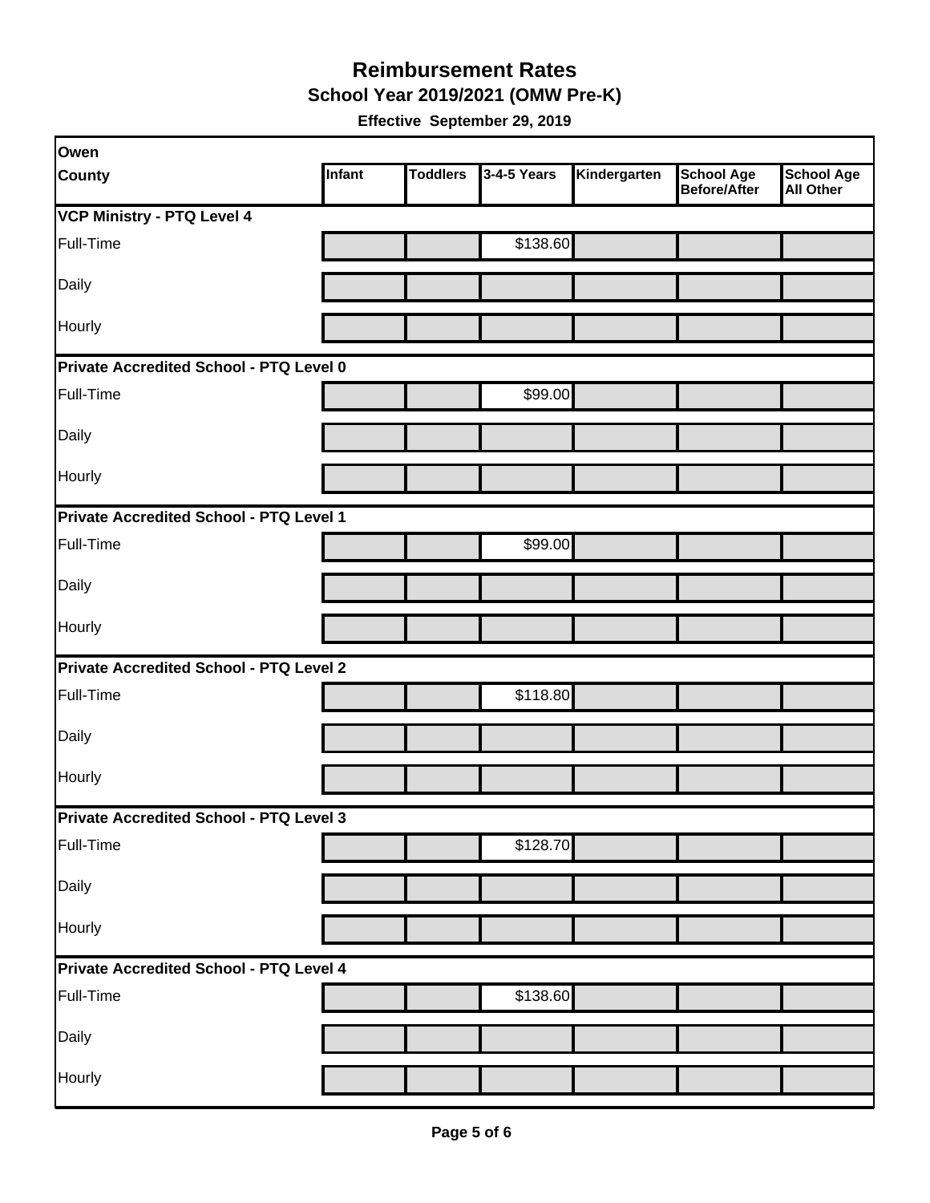# Reimbursement Rates

## School Year 2019/2021 (OMW Pre-K)

**Effective September 29, 2019**

| Owen County | Infant | Toddlers | 3-4-5 Years | Kindergarten | School Age Before/After | School Age All Other |
|---|---|---|---|---|---|---|
| **VCP Ministry - PTQ Level 4** | | | | | | |
| Full-Time | | | $138.60 | | | |
| Daily | | | | | | |
| Hourly | | | | | | |
| **Private Accredited School - PTQ Level 0** | | | | | | |
| Full-Time | | | $99.00 | | | |
| Daily | | | | | | |
| Hourly | | | | | | |
| **Private Accredited School - PTQ Level 1** | | | | | | |
| Full-Time | | | $99.00 | | | |
| Daily | | | | | | |
| Hourly | | | | | | |
| **Private Accredited School - PTQ Level 2** | | | | | | |
| Full-Time | | | $118.80 | | | |
| Daily | | | | | | |
| Hourly | | | | | | |
| **Private Accredited School - PTQ Level 3** | | | | | | |
| Full-Time | | | $128.70 | | | |
| Daily | | | | | | |
| Hourly | | | | | | |
| **Private Accredited School - PTQ Level 4** | | | | | | |
| Full-Time | | | $138.60 | | | |
| Daily | | | | | | |
| Hourly | | | | | | |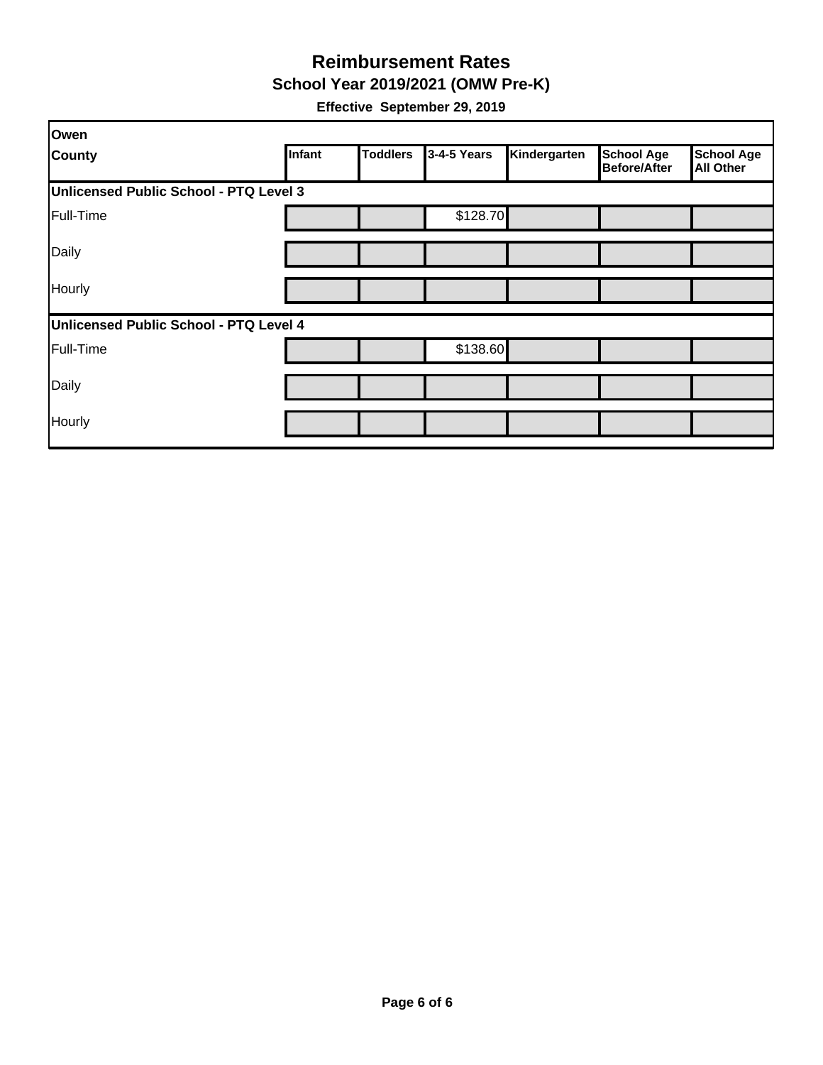# Reimbursement Rates

## School Year 2019/2021 (OMW Pre-K)

**Effective September 29, 2019**

| Owen County | Infant | Toddlers | 3-4-5 Years | Kindergarten | School Age Before/After | School Age All Other |
|---|---|---|---|---|---|---|
| **Unlicensed Public School - PTQ Level 3** | | | | | | |
| Full-Time | | | $128.70 | | | |
| Daily | | | | | | |
| Hourly | | | | | | |
| **Unlicensed Public School - PTQ Level 4** | | | | | | |
| Full-Time | | | $138.60 | | | |
| Daily | | | | | | |
| Hourly | | | | | | |